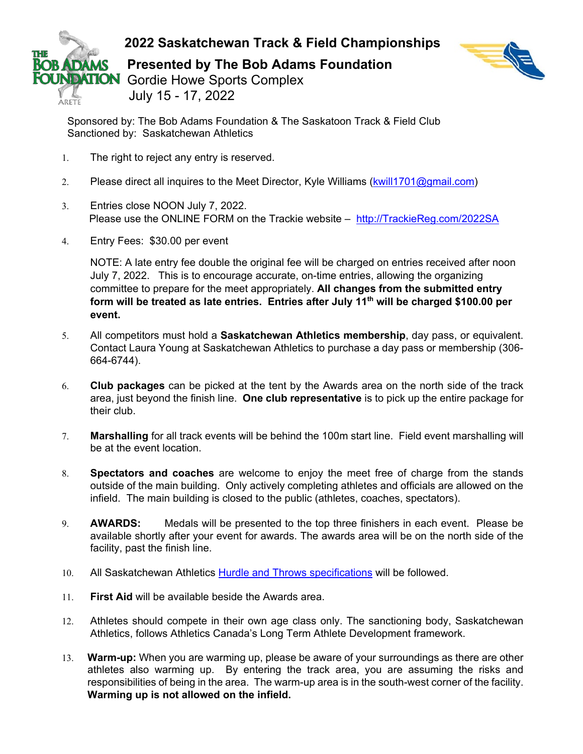# 2022 Saskatchewan Track & Field Championships

## Presented by The Bob Adams Foundation

Gordie Howe Sports Complex
July 15 - 17, 2022

Sponsored by: The Bob Adams Foundation & The Saskatoon Track & Field Club
Sanctioned by: Saskatchewan Athletics

1. The right to reject any entry is reserved.

2. Please direct all inquires to the Meet Director, Kyle Williams (kwill1701@gmail.com)

3. Entries close NOON July 7, 2022.
   Please use the ONLINE FORM on the Trackie website – http://TrackieReg.com/2022SA

4. Entry Fees: $30.00 per event

   NOTE: A late entry fee double the original fee will be charged on entries received after noon July 7, 2022. This is to encourage accurate, on-time entries, allowing the organizing committee to prepare for the meet appropriately. **All changes from the submitted entry form will be treated as late entries. Entries after July 11th will be charged $100.00 per event.**

5. All competitors must hold a **Saskatchewan Athletics membership**, day pass, or equivalent. Contact Laura Young at Saskatchewan Athletics to purchase a day pass or membership (306-664-6744).

6. **Club packages** can be picked at the tent by the Awards area on the north side of the track area, just beyond the finish line. **One club representative** is to pick up the entire package for their club.

7. **Marshalling** for all track events will be behind the 100m start line. Field event marshalling will be at the event location.

8. **Spectators and coaches** are welcome to enjoy the meet free of charge from the stands outside of the main building. Only actively completing athletes and officials are allowed on the infield. The main building is closed to the public (athletes, coaches, spectators).

9. **AWARDS:** Medals will be presented to the top three finishers in each event. Please be available shortly after your event for awards. The awards area will be on the north side of the facility, past the finish line.

10. All Saskatchewan Athletics Hurdle and Throws specifications will be followed.

11. **First Aid** will be available beside the Awards area.

12. Athletes should compete in their own age class only. The sanctioning body, Saskatchewan Athletics, follows Athletics Canada's Long Term Athlete Development framework.

13. **Warm-up:** When you are warming up, please be aware of your surroundings as there are other athletes also warming up. By entering the track area, you are assuming the risks and responsibilities of being in the area. The warm-up area is in the south-west corner of the facility. **Warming up is not allowed on the infield.**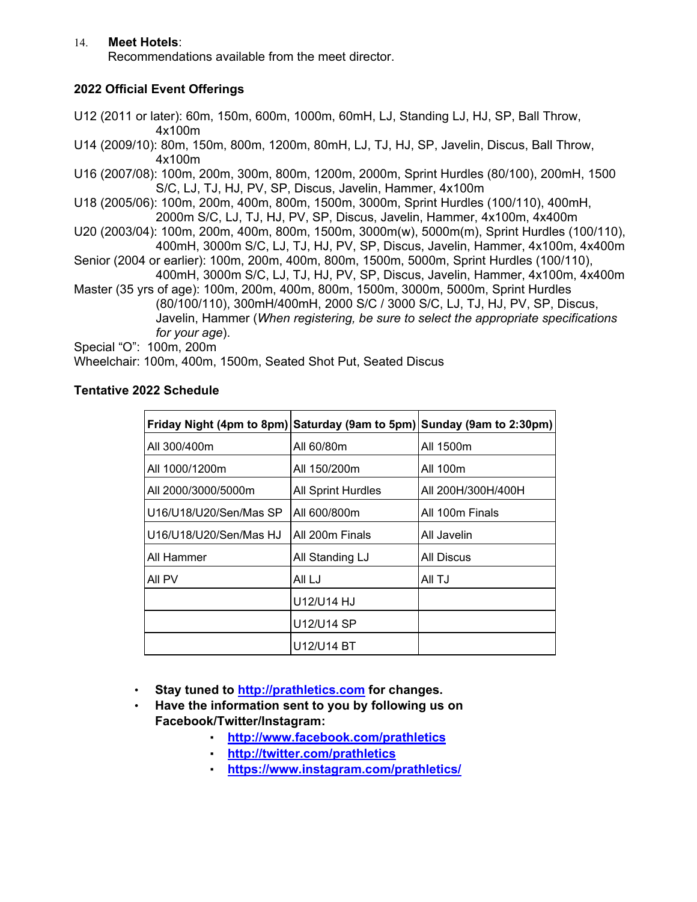14. **Meet Hotels**:
    Recommendations available from the meet director.

**2022 Official Event Offerings**

U12 (2011 or later): 60m, 150m, 600m, 1000m, 60mH, LJ, Standing LJ, HJ, SP, Ball Throw, 4x100m
U14 (2009/10): 80m, 150m, 800m, 1200m, 80mH, LJ, TJ, HJ, SP, Javelin, Discus, Ball Throw, 4x100m
U16 (2007/08): 100m, 200m, 300m, 800m, 1200m, 2000m, Sprint Hurdles (80/100), 200mH, 1500 S/C, LJ, TJ, HJ, PV, SP, Discus, Javelin, Hammer, 4x100m
U18 (2005/06): 100m, 200m, 400m, 800m, 1500m, 3000m, Sprint Hurdles (100/110), 400mH, 2000m S/C, LJ, TJ, HJ, PV, SP, Discus, Javelin, Hammer, 4x100m, 4x400m
U20 (2003/04): 100m, 200m, 400m, 800m, 1500m, 3000m(w), 5000m(m), Sprint Hurdles (100/110), 400mH, 3000m S/C, LJ, TJ, HJ, PV, SP, Discus, Javelin, Hammer, 4x100m, 4x400m
Senior (2004 or earlier): 100m, 200m, 400m, 800m, 1500m, 5000m, Sprint Hurdles (100/110), 400mH, 3000m S/C, LJ, TJ, HJ, PV, SP, Discus, Javelin, Hammer, 4x100m, 4x400m
Master (35 yrs of age): 100m, 200m, 400m, 800m, 1500m, 3000m, 5000m, Sprint Hurdles (80/100/110), 300mH/400mH, 2000 S/C / 3000 S/C, LJ, TJ, HJ, PV, SP, Discus, Javelin, Hammer (*When registering, be sure to select the appropriate specifications for your age*).
Special "O": 100m, 200m
Wheelchair: 100m, 400m, 1500m, Seated Shot Put, Seated Discus

**Tentative 2022 Schedule**

| Friday Night (4pm to 8pm) | Saturday (9am to 5pm) | Sunday (9am to 2:30pm) |
|---|---|---|
| All 300/400m | All 60/80m | All 1500m |
| All 1000/1200m | All 150/200m | All 100m |
| All 2000/3000/5000m | All Sprint Hurdles | All 200H/300H/400H |
| U16/U18/U20/Sen/Mas SP | All 600/800m | All 100m Finals |
| U16/U18/U20/Sen/Mas HJ | All 200m Finals | All Javelin |
| All Hammer | All Standing LJ | All Discus |
| All PV | All LJ | All TJ |
| | U12/U14 HJ | |
| | U12/U14 SP | |
| | U12/U14 BT | |

- **Stay tuned to [http://prathletics.com](http://prathletics.com) for changes.**
- **Have the information sent to you by following us on Facebook/Twitter/Instagram:**
  - **[http://www.facebook.com/prathletics](http://www.facebook.com/prathletics)**
  - **[http://twitter.com/prathletics](http://twitter.com/prathletics)**
  - **[https://www.instagram.com/prathletics/](https://www.instagram.com/prathletics/)**